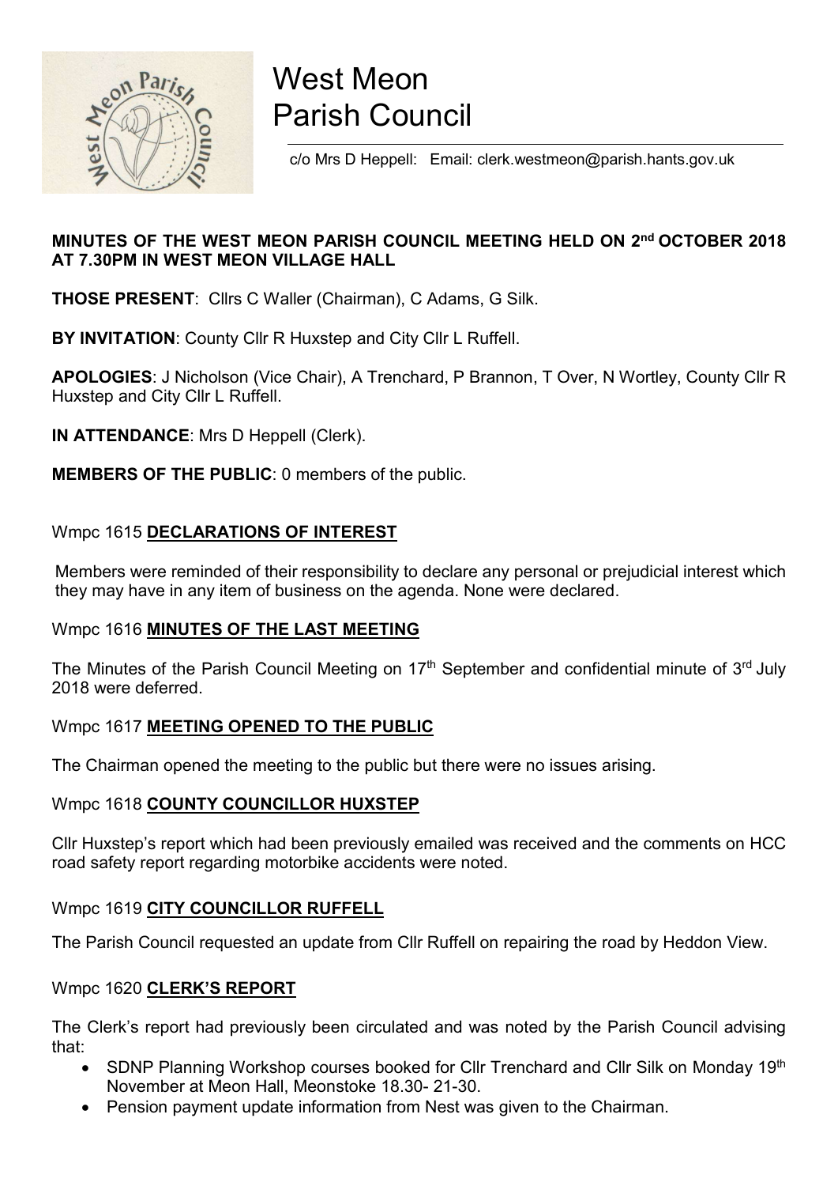# West Meon Parish Council

c/o Mrs D Heppell: Email: clerk.westmeon@parish.hants.gov.uk

**MINUTES OF THE WEST MEON PARISH COUNCIL MEETING HELD ON 2nd OCTOBER 2018 AT 7.30PM IN WEST MEON VILLAGE HALL**

**THOSE PRESENT**: Cllrs C Waller (Chairman), C Adams, G Silk.

**BY INVITATION**: County Cllr R Huxstep and City Cllr L Ruffell.

**APOLOGIES**: J Nicholson (Vice Chair), A Trenchard, P Brannon, T Over, N Wortley, County Cllr R Huxstep and City Cllr L Ruffell.

**IN ATTENDANCE**: Mrs D Heppell (Clerk).

**MEMBERS OF THE PUBLIC**: 0 members of the public.

## Wmpc 1615 DECLARATIONS OF INTEREST

Members were reminded of their responsibility to declare any personal or prejudicial interest which they may have in any item of business on the agenda. None were declared.

## Wmpc 1616 MINUTES OF THE LAST MEETING

The Minutes of the Parish Council Meeting on 17th September and confidential minute of 3rd July 2018 were deferred.

## Wmpc 1617 MEETING OPENED TO THE PUBLIC

The Chairman opened the meeting to the public but there were no issues arising.

## Wmpc 1618 COUNTY COUNCILLOR HUXSTEP

Cllr Huxstep's report which had been previously emailed was received and the comments on HCC road safety report regarding motorbike accidents were noted.

## Wmpc 1619 CITY COUNCILLOR RUFFELL

The Parish Council requested an update from Cllr Ruffell on repairing the road by Heddon View.

## Wmpc 1620 CLERK'S REPORT

The Clerk's report had previously been circulated and was noted by the Parish Council advising that:

- SDNP Planning Workshop courses booked for Cllr Trenchard and Cllr Silk on Monday 19th November at Meon Hall, Meonstoke 18.30- 21-30.
- Pension payment update information from Nest was given to the Chairman.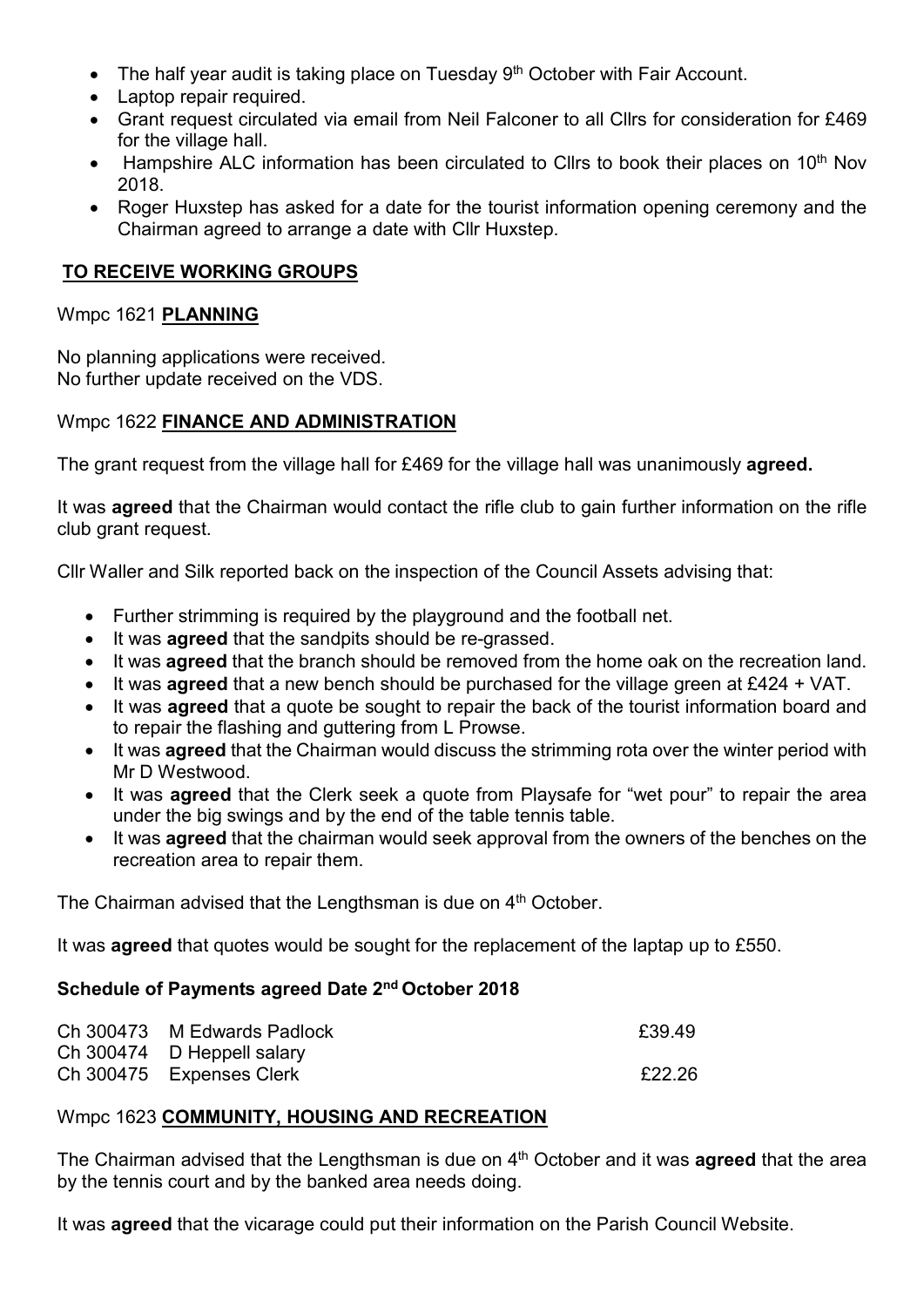- The half year audit is taking place on Tuesday 9th October with Fair Account.
- Laptop repair required.
- Grant request circulated via email from Neil Falconer to all Cllrs for consideration for £469 for the village hall.
- Hampshire ALC information has been circulated to Cllrs to book their places on 10th Nov 2018.
- Roger Huxstep has asked for a date for the tourist information opening ceremony and the Chairman agreed to arrange a date with Cllr Huxstep.

## TO RECEIVE WORKING GROUPS

### Wmpc 1621 PLANNING

No planning applications were received.
No further update received on the VDS.

### Wmpc 1622 FINANCE AND ADMINISTRATION

The grant request from the village hall for £469 for the village hall was unanimously **agreed.**

It was **agreed** that the Chairman would contact the rifle club to gain further information on the rifle club grant request.

Cllr Waller and Silk reported back on the inspection of the Council Assets advising that:

- Further strimming is required by the playground and the football net.
- It was **agreed** that the sandpits should be re-grassed.
- It was **agreed** that the branch should be removed from the home oak on the recreation land.
- It was **agreed** that a new bench should be purchased for the village green at £424 + VAT.
- It was **agreed** that a quote be sought to repair the back of the tourist information board and to repair the flashing and guttering from L Prowse.
- It was **agreed** that the Chairman would discuss the strimming rota over the winter period with Mr D Westwood.
- It was **agreed** that the Clerk seek a quote from Playsafe for "wet pour" to repair the area under the big swings and by the end of the table tennis table.
- It was **agreed** that the chairman would seek approval from the owners of the benches on the recreation area to repair them.

The Chairman advised that the Lengthsman is due on 4th October.

It was **agreed** that quotes would be sought for the replacement of the laptap up to £550.

**Schedule of Payments agreed Date 2nd October 2018**

| | | |
|---|---|---|
| Ch 300473 | M Edwards Padlock | £39.49 |
| Ch 300474 | D Heppell salary | |
| Ch 300475 | Expenses Clerk | £22.26 |

### Wmpc 1623 COMMUNITY, HOUSING AND RECREATION

The Chairman advised that the Lengthsman is due on 4th October and it was **agreed** that the area by the tennis court and by the banked area needs doing.

It was **agreed** that the vicarage could put their information on the Parish Council Website.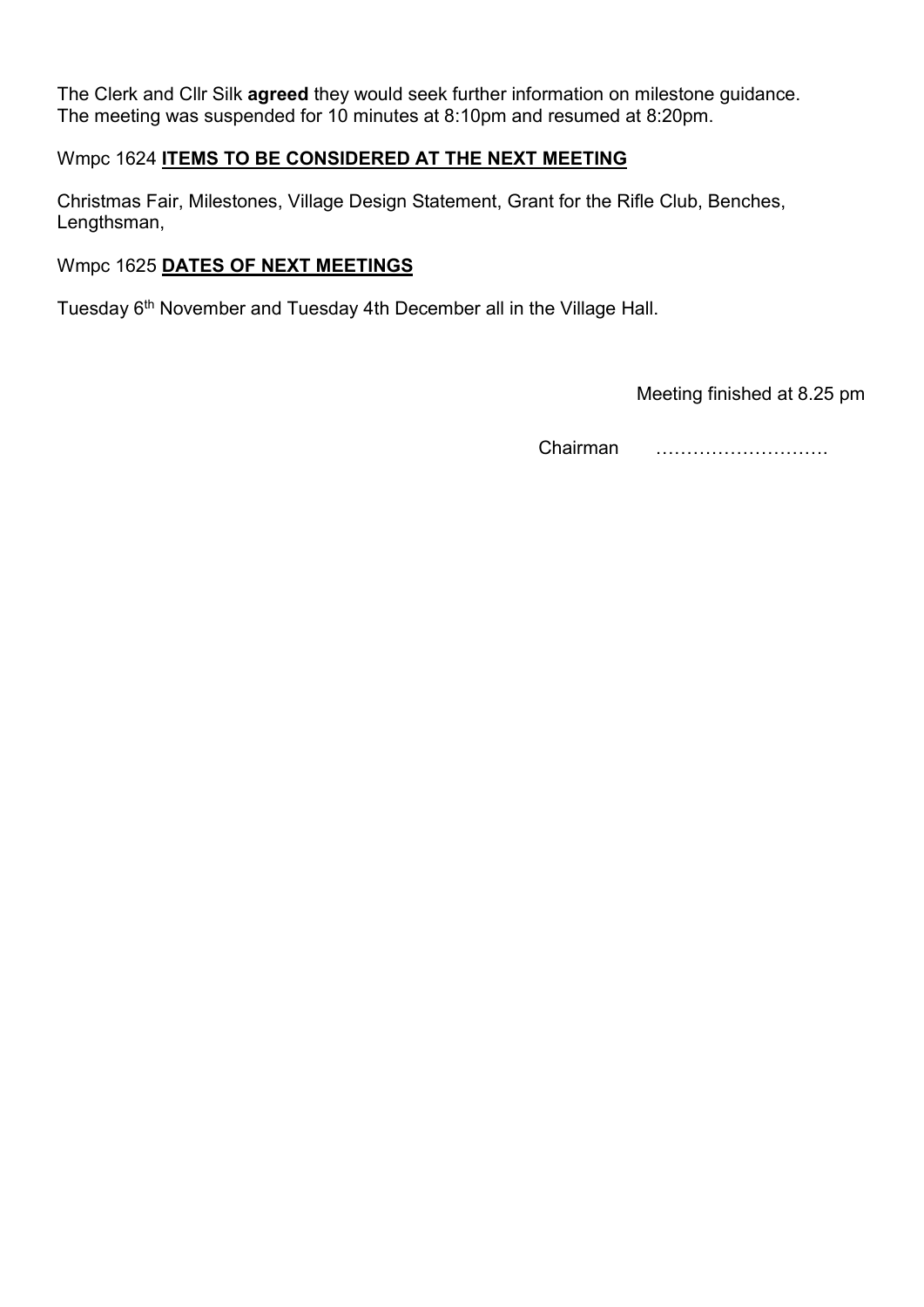The Clerk and Cllr Silk **agreed** they would seek further information on milestone guidance. The meeting was suspended for 10 minutes at 8:10pm and resumed at 8:20pm.

Wmpc 1624 **ITEMS TO BE CONSIDERED AT THE NEXT MEETING**

Christmas Fair, Milestones, Village Design Statement, Grant for the Rifle Club, Benches, Lengthsman,

Wmpc 1625 **DATES OF NEXT MEETINGS**

Tuesday 6th November and Tuesday 4th December all in the Village Hall.

Meeting finished at 8.25 pm

Chairman ……………………….